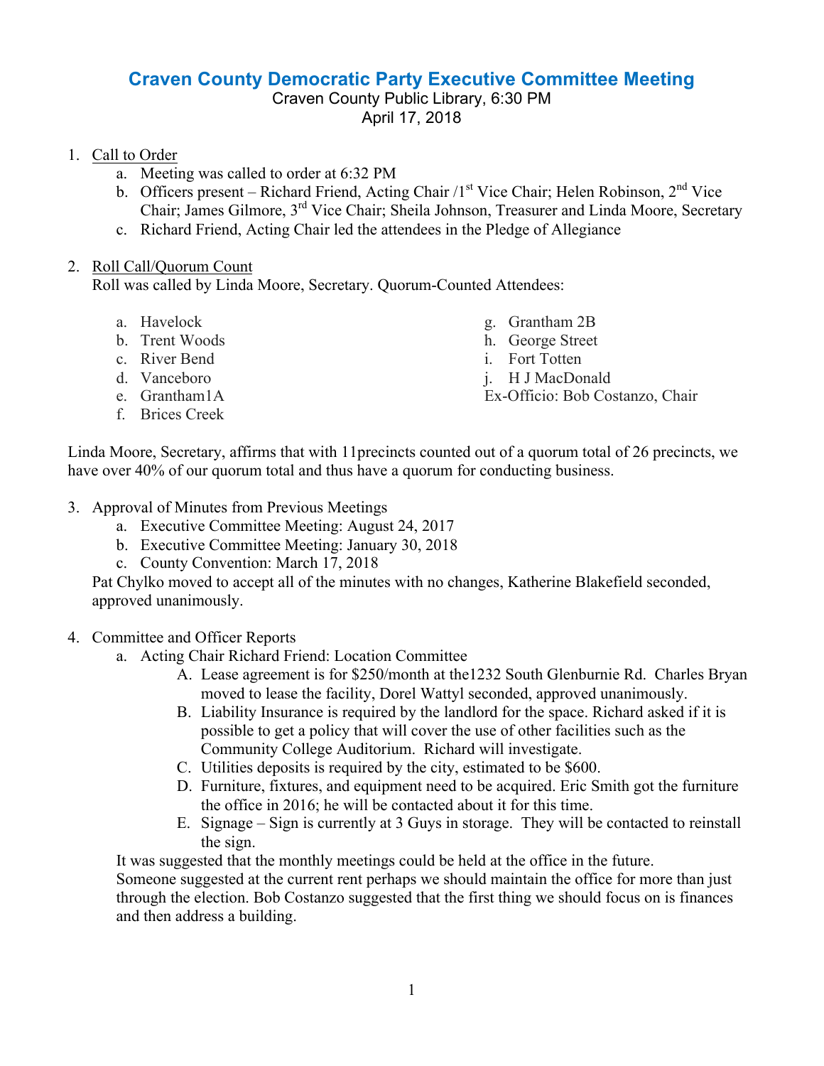# Craven County Democratic Party Executive Committee Meeting

Craven County Public Library, 6:30 PM
April 17, 2018

1. Call to Order
   a. Meeting was called to order at 6:32 PM
   b. Officers present – Richard Friend, Acting Chair /1st Vice Chair; Helen Robinson, 2nd Vice Chair; James Gilmore, 3rd Vice Chair; Sheila Johnson, Treasurer and Linda Moore, Secretary
   c. Richard Friend, Acting Chair led the attendees in the Pledge of Allegiance

2. Roll Call/Quorum Count
   Roll was called by Linda Moore, Secretary. Quorum-Counted Attendees:

   a. Havelock
   b. Trent Woods
   c. River Bend
   d. Vanceboro
   e. Grantham1A
   f. Brices Creek
   g. Grantham 2B
   h. George Street
   i. Fort Totten
   j. H J MacDonald

   Ex-Officio: Bob Costanzo, Chair

Linda Moore, Secretary, affirms that with 11precincts counted out of a quorum total of 26 precincts, we have over 40% of our quorum total and thus have a quorum for conducting business.

3. Approval of Minutes from Previous Meetings
   a. Executive Committee Meeting: August 24, 2017
   b. Executive Committee Meeting: January 30, 2018
   c. County Convention: March 17, 2018

   Pat Chylko moved to accept all of the minutes with no changes, Katherine Blakefield seconded, approved unanimously.

4. Committee and Officer Reports
   a. Acting Chair Richard Friend: Location Committee
      A. Lease agreement is for $250/month at the1232 South Glenburnie Rd. Charles Bryan moved to lease the facility, Dorel Wattyl seconded, approved unanimously.
      B. Liability Insurance is required by the landlord for the space. Richard asked if it is possible to get a policy that will cover the use of other facilities such as the Community College Auditorium. Richard will investigate.
      C. Utilities deposits is required by the city, estimated to be $600.
      D. Furniture, fixtures, and equipment need to be acquired. Eric Smith got the furniture the office in 2016; he will be contacted about it for this time.
      E. Signage – Sign is currently at 3 Guys in storage. They will be contacted to reinstall the sign.

   It was suggested that the monthly meetings could be held at the office in the future.
   Someone suggested at the current rent perhaps we should maintain the office for more than just through the election. Bob Costanzo suggested that the first thing we should focus on is finances and then address a building.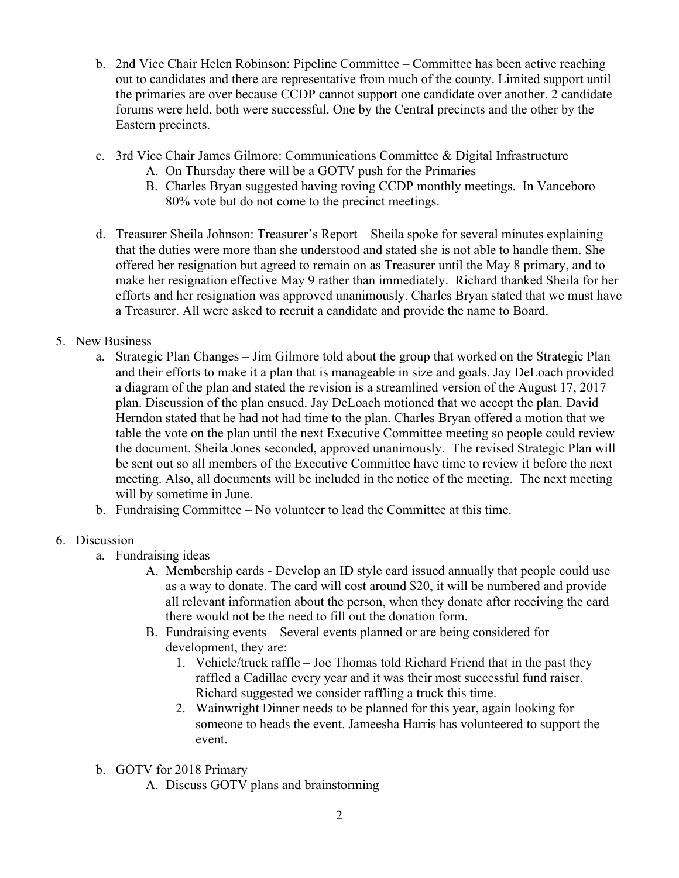b. 2nd Vice Chair Helen Robinson: Pipeline Committee – Committee has been active reaching out to candidates and there are representative from much of the county. Limited support until the primaries are over because CCDP cannot support one candidate over another. 2 candidate forums were held, both were successful. One by the Central precincts and the other by the Eastern precincts.

c. 3rd Vice Chair James Gilmore: Communications Committee & Digital Infrastructure
   A. On Thursday there will be a GOTV push for the Primaries
   B. Charles Bryan suggested having roving CCDP monthly meetings. In Vanceboro 80% vote but do not come to the precinct meetings.

d. Treasurer Sheila Johnson: Treasurer's Report – Sheila spoke for several minutes explaining that the duties were more than she understood and stated she is not able to handle them. She offered her resignation but agreed to remain on as Treasurer until the May 8 primary, and to make her resignation effective May 9 rather than immediately. Richard thanked Sheila for her efforts and her resignation was approved unanimously. Charles Bryan stated that we must have a Treasurer. All were asked to recruit a candidate and provide the name to Board.

5. New Business
   a. Strategic Plan Changes – Jim Gilmore told about the group that worked on the Strategic Plan and their efforts to make it a plan that is manageable in size and goals. Jay DeLoach provided a diagram of the plan and stated the revision is a streamlined version of the August 17, 2017 plan. Discussion of the plan ensued. Jay DeLoach motioned that we accept the plan. David Herndon stated that he had not had time to the plan. Charles Bryan offered a motion that we table the vote on the plan until the next Executive Committee meeting so people could review the document. Sheila Jones seconded, approved unanimously. The revised Strategic Plan will be sent out so all members of the Executive Committee have time to review it before the next meeting. Also, all documents will be included in the notice of the meeting. The next meeting will by sometime in June.
   b. Fundraising Committee – No volunteer to lead the Committee at this time.

6. Discussion
   a. Fundraising ideas
      A. Membership cards - Develop an ID style card issued annually that people could use as a way to donate. The card will cost around $20, it will be numbered and provide all relevant information about the person, when they donate after receiving the card there would not be the need to fill out the donation form.
      B. Fundraising events – Several events planned or are being considered for development, they are:
         1. Vehicle/truck raffle – Joe Thomas told Richard Friend that in the past they raffled a Cadillac every year and it was their most successful fund raiser. Richard suggested we consider raffling a truck this time.
         2. Wainwright Dinner needs to be planned for this year, again looking for someone to heads the event. Jameesha Harris has volunteered to support the event.
   b. GOTV for 2018 Primary
      A. Discuss GOTV plans and brainstorming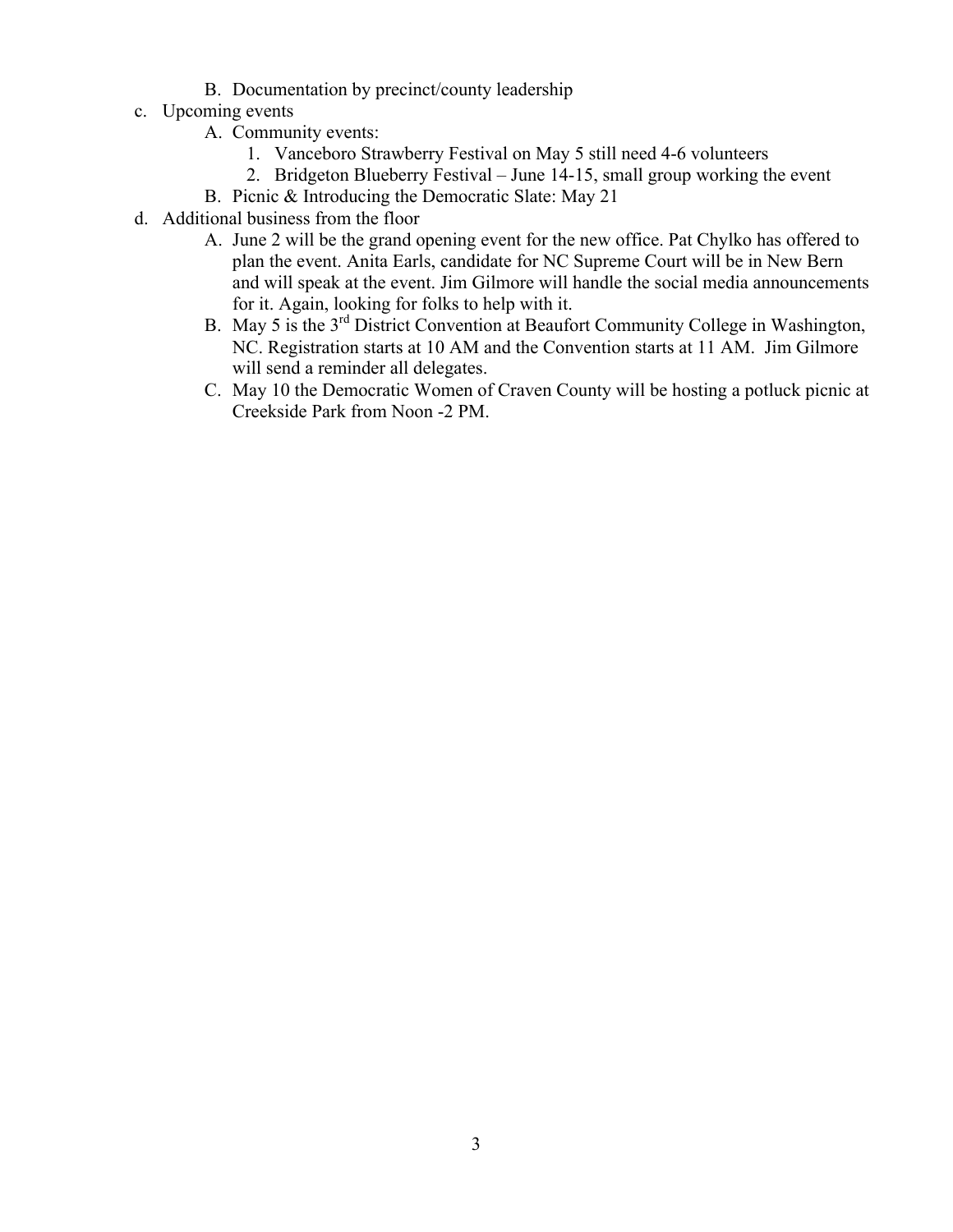- B. Documentation by precinct/county leadership
- c. Upcoming events
   - A. Community events:
      1. Vanceboro Strawberry Festival on May 5 still need 4-6 volunteers
      2. Bridgeton Blueberry Festival – June 14-15, small group working the event
   - B. Picnic & Introducing the Democratic Slate: May 21
- d. Additional business from the floor
   - A. June 2 will be the grand opening event for the new office. Pat Chylko has offered to plan the event. Anita Earls, candidate for NC Supreme Court will be in New Bern and will speak at the event. Jim Gilmore will handle the social media announcements for it. Again, looking for folks to help with it.
   - B. May 5 is the 3rd District Convention at Beaufort Community College in Washington, NC. Registration starts at 10 AM and the Convention starts at 11 AM. Jim Gilmore will send a reminder all delegates.
   - C. May 10 the Democratic Women of Craven County will be hosting a potluck picnic at Creekside Park from Noon -2 PM.